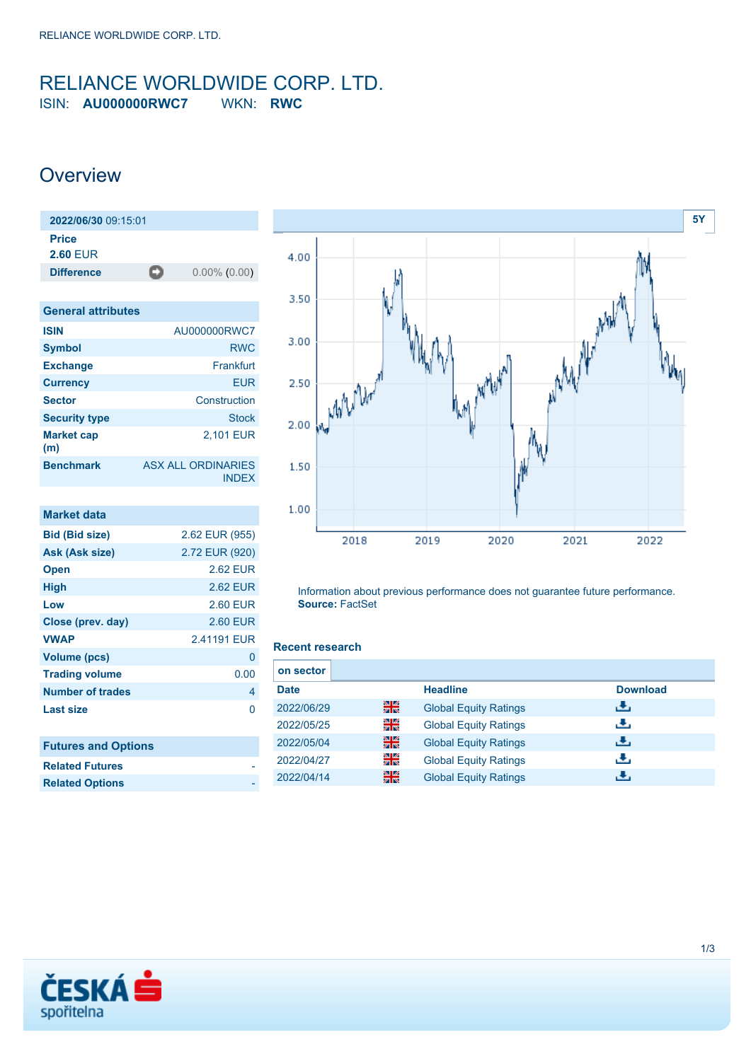# RELIANCE WORLDWIDE CORP. LTD.

ISIN: **AU000000RWC7** WKN: **RWC**

## Overview

| 2022/06/30 09:15:01 | |
|---|---|
| Price | |
| 2.60 EUR | |
| Difference | 0.00% (0.00) |

| General attributes | |
|---|---|
| ISIN | AU000000RWC7 |
| Symbol | RWC |
| Exchange | Frankfurt |
| Currency | EUR |
| Sector | Construction |
| Security type | Stock |
| Market cap (m) | 2,101 EUR |
| Benchmark | ASX ALL ORDINARIES INDEX |

| Market data | |
|---|---|
| Bid (Bid size) | 2.62 EUR (955) |
| Ask (Ask size) | 2.72 EUR (920) |
| Open | 2.62 EUR |
| High | 2.62 EUR |
| Low | 2.60 EUR |
| Close (prev. day) | 2.60 EUR |
| VWAP | 2.41191 EUR |
| Volume (pcs) | 0 |
| Trading volume | 0.00 |
| Number of trades | 4 |
| Last size | 0 |

| Futures and Options | |
|---|---|
| Related Futures | - |
| Related Options | - |

Information about previous performance does not guarantee future performance.
**Source:** FactSet

### Recent research

on sector

| Date | | Headline | Download |
|---|---|---|---|
| 2022/06/29 | | Global Equity Ratings | |
| 2022/05/25 | | Global Equity Ratings | |
| 2022/05/04 | | Global Equity Ratings | |
| 2022/04/27 | | Global Equity Ratings | |
| 2022/04/14 | | Global Equity Ratings | |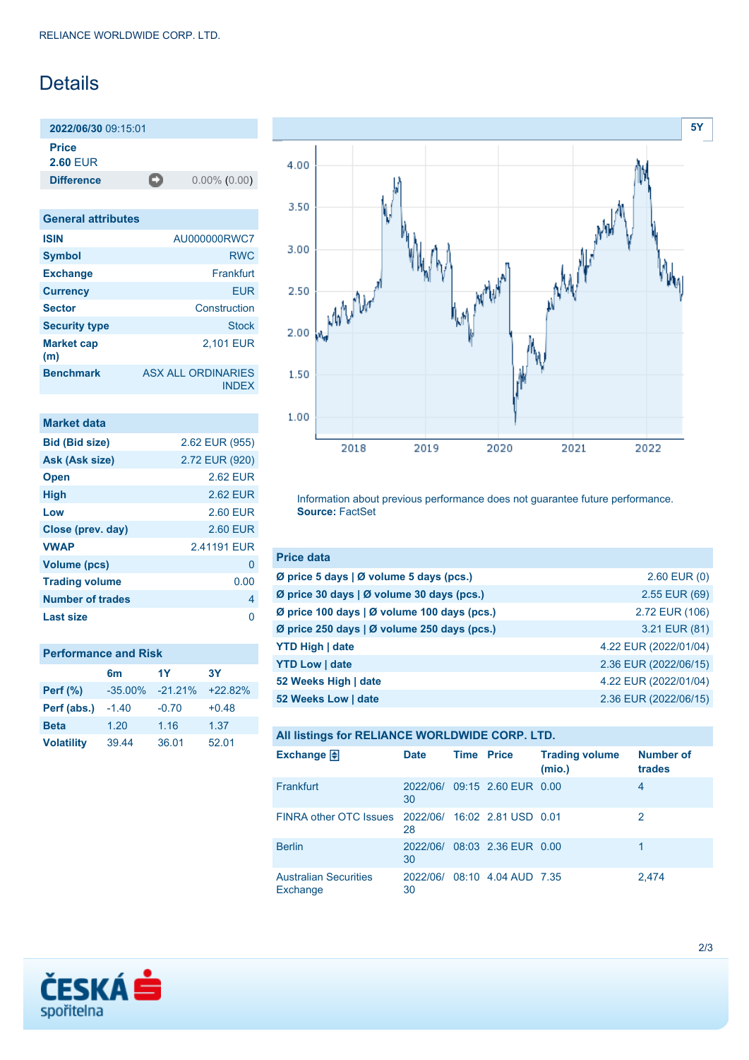# Details

**2022/06/30** 09:15:01

**Price**
**2.60** EUR

| **Difference** | 0.00% (0.00) |
| --- | --- |

## General attributes

| | |
| --- | --- |
| **ISIN** | AU000000RWC7 |
| **Symbol** | RWC |
| **Exchange** | Frankfurt |
| **Currency** | EUR |
| **Sector** | Construction |
| **Security type** | Stock |
| **Market cap (m)** | 2,101 EUR |
| **Benchmark** | ASX ALL ORDINARIES INDEX |

## Market data

| | |
| --- | --- |
| **Bid (Bid size)** | 2.62 EUR (955) |
| **Ask (Ask size)** | 2.72 EUR (920) |
| **Open** | 2.62 EUR |
| **High** | 2.62 EUR |
| **Low** | 2.60 EUR |
| **Close (prev. day)** | 2.60 EUR |
| **VWAP** | 2.41191 EUR |
| **Volume (pcs)** | 0 |
| **Trading volume** | 0.00 |
| **Number of trades** | 4 |
| **Last size** | 0 |

## Performance and Risk

| | 6m | 1Y | 3Y |
| --- | --- | --- | --- |
| **Perf (%)** | -35.00% | -21.21% | +22.82% |
| **Perf (abs.)** | -1.40 | -0.70 | +0.48 |
| **Beta** | 1.20 | 1.16 | 1.37 |
| **Volatility** | 39.44 | 36.01 | 52.01 |

Information about previous performance does not guarantee future performance.
**Source:** FactSet

## Price data

| | |
| --- | --- |
| **Ø price 5 days \| Ø volume 5 days (pcs.)** | 2.60 EUR (0) |
| **Ø price 30 days \| Ø volume 30 days (pcs.)** | 2.55 EUR (69) |
| **Ø price 100 days \| Ø volume 100 days (pcs.)** | 2.72 EUR (106) |
| **Ø price 250 days \| Ø volume 250 days (pcs.)** | 3.21 EUR (81) |
| **YTD High \| date** | 4.22 EUR (2022/01/04) |
| **YTD Low \| date** | 2.36 EUR (2022/06/15) |
| **52 Weeks High \| date** | 4.22 EUR (2022/01/04) |
| **52 Weeks Low \| date** | 2.36 EUR (2022/06/15) |

## All listings for RELIANCE WORLDWIDE CORP. LTD.

| Exchange | Date | Time | Price | Trading volume (mio.) | Number of trades |
| --- | --- | --- | --- | --- | --- |
| Frankfurt | 2022/06/30 | 09:15 | 2.60 EUR | 0.00 | 4 |
| FINRA other OTC Issues | 2022/06/28 | 16:02 | 2.81 USD | 0.01 | 2 |
| Berlin | 2022/06/30 | 08:03 | 2.36 EUR | 0.00 | 1 |
| Australian Securities Exchange | 2022/06/30 | 08:10 | 4.04 AUD | 7.35 | 2,474 |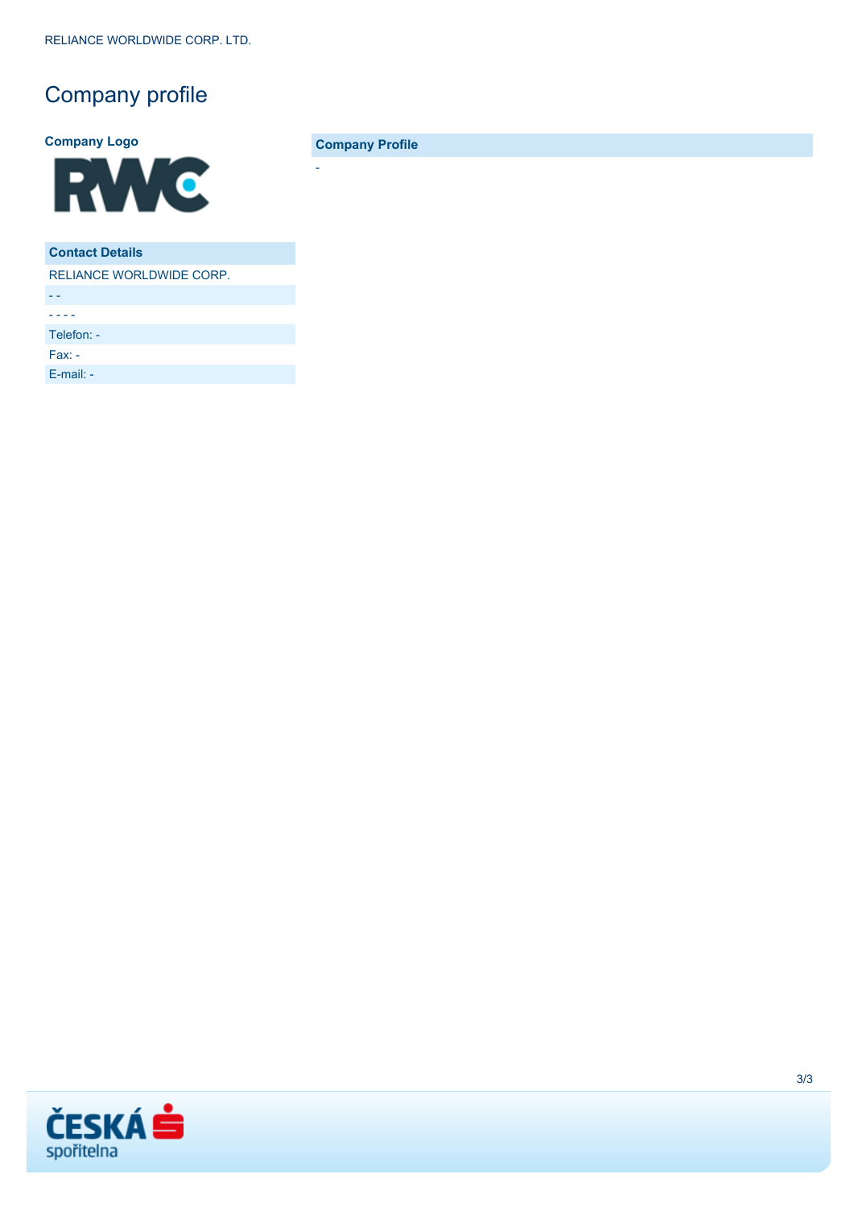# Company profile

**Company Logo**

**Company Profile**

-

**Contact Details**

RELIANCE WORLDWIDE CORP.

- -

- - - -

Telefon: -

Fax: -

E-mail: -